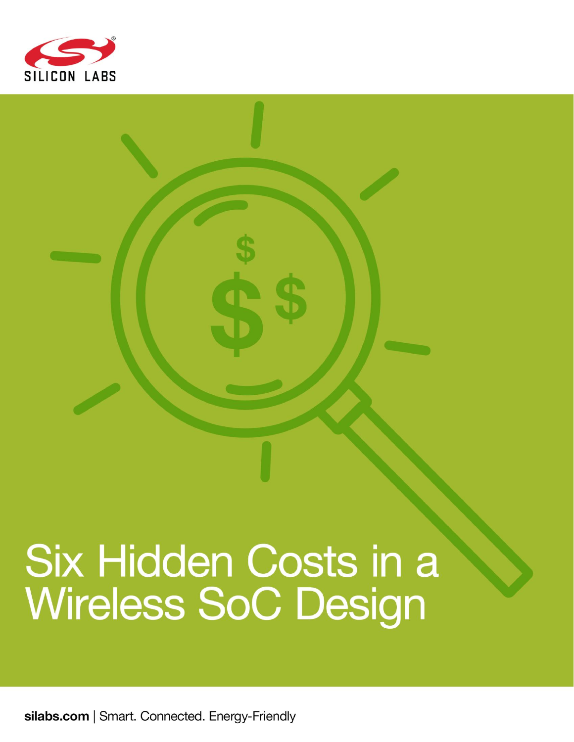SILICON LABS

# Six Hidden Costs in a Wireless SoC Design

**silabs.com** | Smart. Connected. Energy-Friendly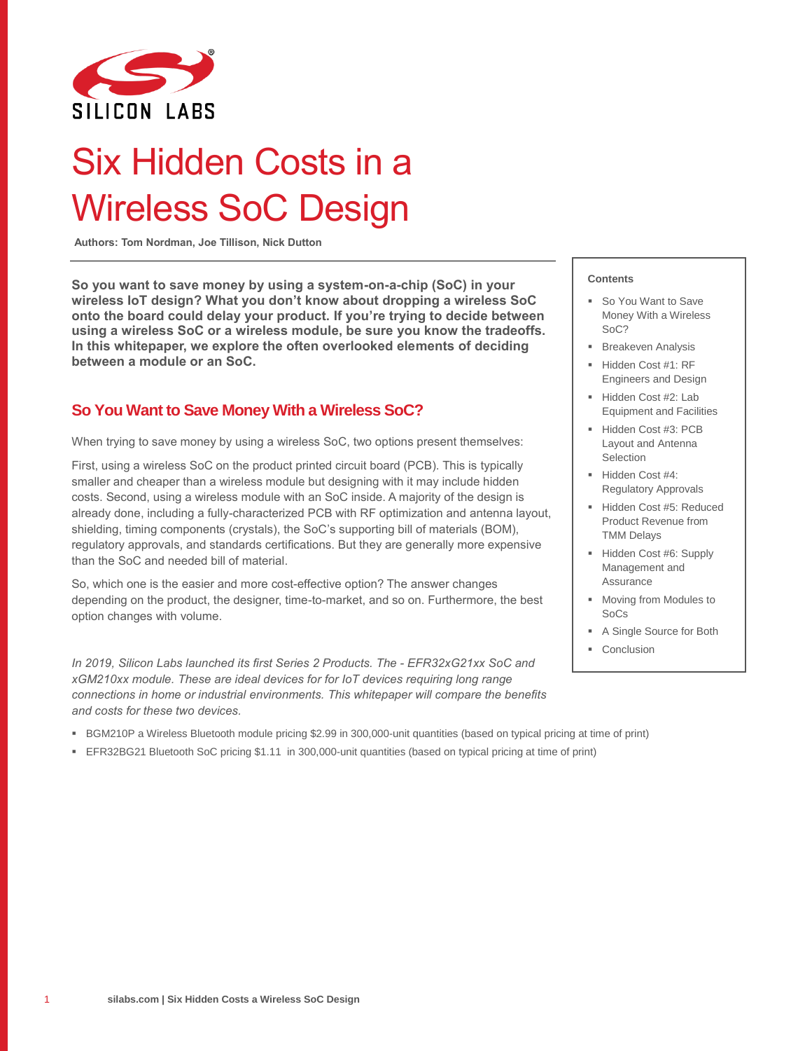# Six Hidden Costs in a Wireless SoC Design

**Authors: Tom Nordman, Joe Tillison, Nick Dutton**

**So you want to save money by using a system-on-a-chip (SoC) in your wireless IoT design? What you don't know about dropping a wireless SoC onto the board could delay your product. If you're trying to decide between using a wireless SoC or a wireless module, be sure you know the tradeoffs. In this whitepaper, we explore the often overlooked elements of deciding between a module or an SoC.**

**Contents**

- So You Want to Save Money With a Wireless SoC?
- Breakeven Analysis
- Hidden Cost #1: RF Engineers and Design
- Hidden Cost #2: Lab Equipment and Facilities
- Hidden Cost #3: PCB Layout and Antenna Selection
- Hidden Cost #4: Regulatory Approvals
- Hidden Cost #5: Reduced Product Revenue from TMM Delays
- Hidden Cost #6: Supply Management and Assurance
- Moving from Modules to SoCs
- A Single Source for Both
- Conclusion

## So You Want to Save Money With a Wireless SoC?

When trying to save money by using a wireless SoC, two options present themselves:

First, using a wireless SoC on the product printed circuit board (PCB). This is typically smaller and cheaper than a wireless module but designing with it may include hidden costs. Second, using a wireless module with an SoC inside. A majority of the design is already done, including a fully-characterized PCB with RF optimization and antenna layout, shielding, timing components (crystals), the SoC's supporting bill of materials (BOM), regulatory approvals, and standards certifications. But they are generally more expensive than the SoC and needed bill of material.

So, which one is the easier and more cost-effective option? The answer changes depending on the product, the designer, time-to-market, and so on. Furthermore, the best option changes with volume.

*In 2019, Silicon Labs launched its first Series 2 Products. The - EFR32xG21xx SoC and xGM210xx module. These are ideal devices for for IoT devices requiring long range connections in home or industrial environments. This whitepaper will compare the benefits and costs for these two devices.*

- BGM210P a Wireless Bluetooth module pricing $2.99 in 300,000-unit quantities (based on typical pricing at time of print)
- EFR32BG21 Bluetooth SoC pricing $1.11 in 300,000-unit quantities (based on typical pricing at time of print)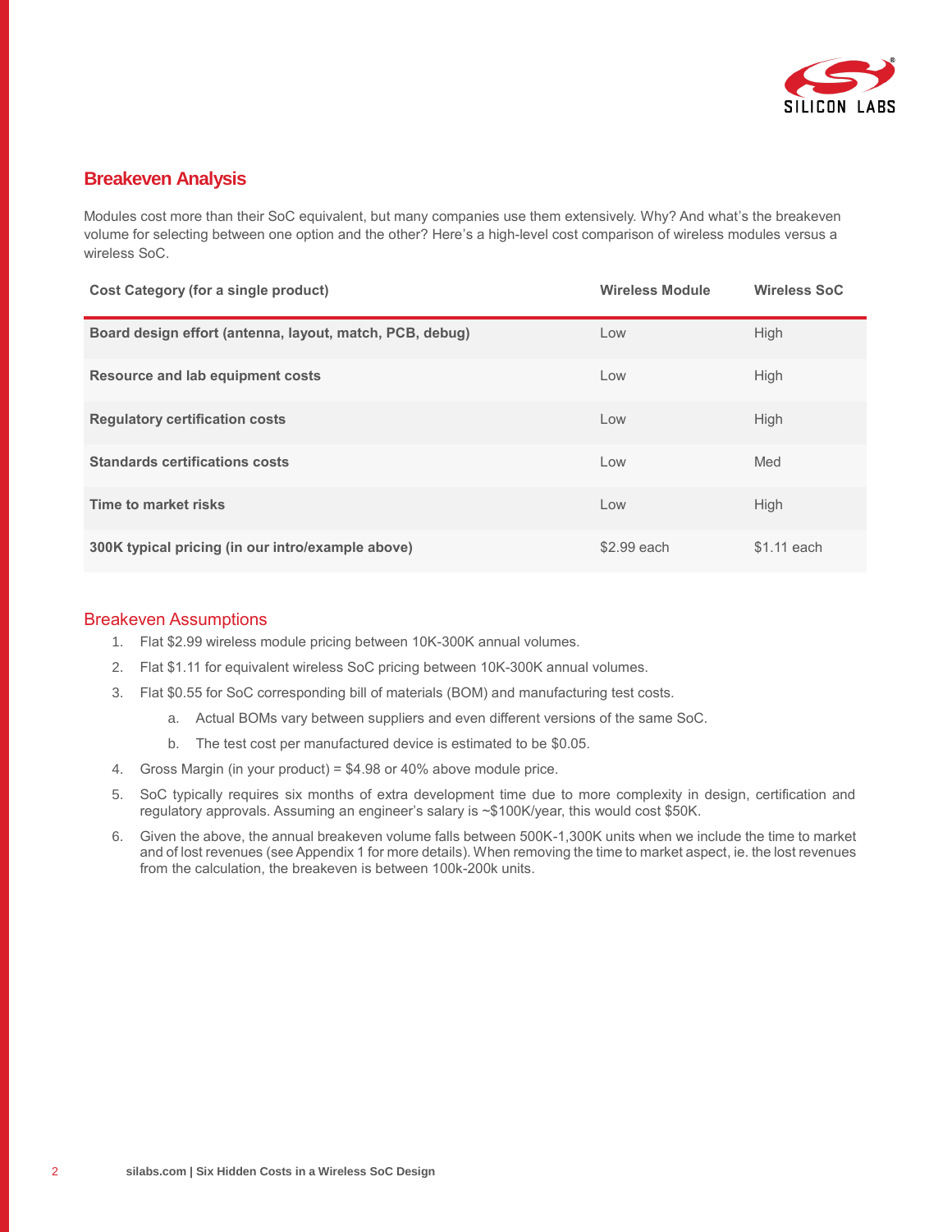## Breakeven Analysis

Modules cost more than their SoC equivalent, but many companies use them extensively. Why? And what's the breakeven volume for selecting between one option and the other? Here's a high-level cost comparison of wireless modules versus a wireless SoC.

| Cost Category (for a single product) | Wireless Module | Wireless SoC |
|---|---|---|
| **Board design effort (antenna, layout, match, PCB, debug)** | Low | High |
| **Resource and lab equipment costs** | Low | High |
| **Regulatory certification costs** | Low | High |
| **Standards certifications costs** | Low | Med |
| **Time to market risks** | Low | High |
| **300K typical pricing (in our intro/example above)** | $2.99 each | $1.11 each |

### Breakeven Assumptions

1. Flat $2.99 wireless module pricing between 10K-300K annual volumes.
2. Flat $1.11 for equivalent wireless SoC pricing between 10K-300K annual volumes.
3. Flat $0.55 for SoC corresponding bill of materials (BOM) and manufacturing test costs.
   a. Actual BOMs vary between suppliers and even different versions of the same SoC.
   b. The test cost per manufactured device is estimated to be $0.05.
4. Gross Margin (in your product) = $4.98 or 40% above module price.
5. SoC typically requires six months of extra development time due to more complexity in design, certification and regulatory approvals. Assuming an engineer's salary is ~$100K/year, this would cost $50K.
6. Given the above, the annual breakeven volume falls between 500K-1,300K units when we include the time to market and of lost revenues (see Appendix 1 for more details). When removing the time to market aspect, ie. the lost revenues from the calculation, the breakeven is between 100k-200k units.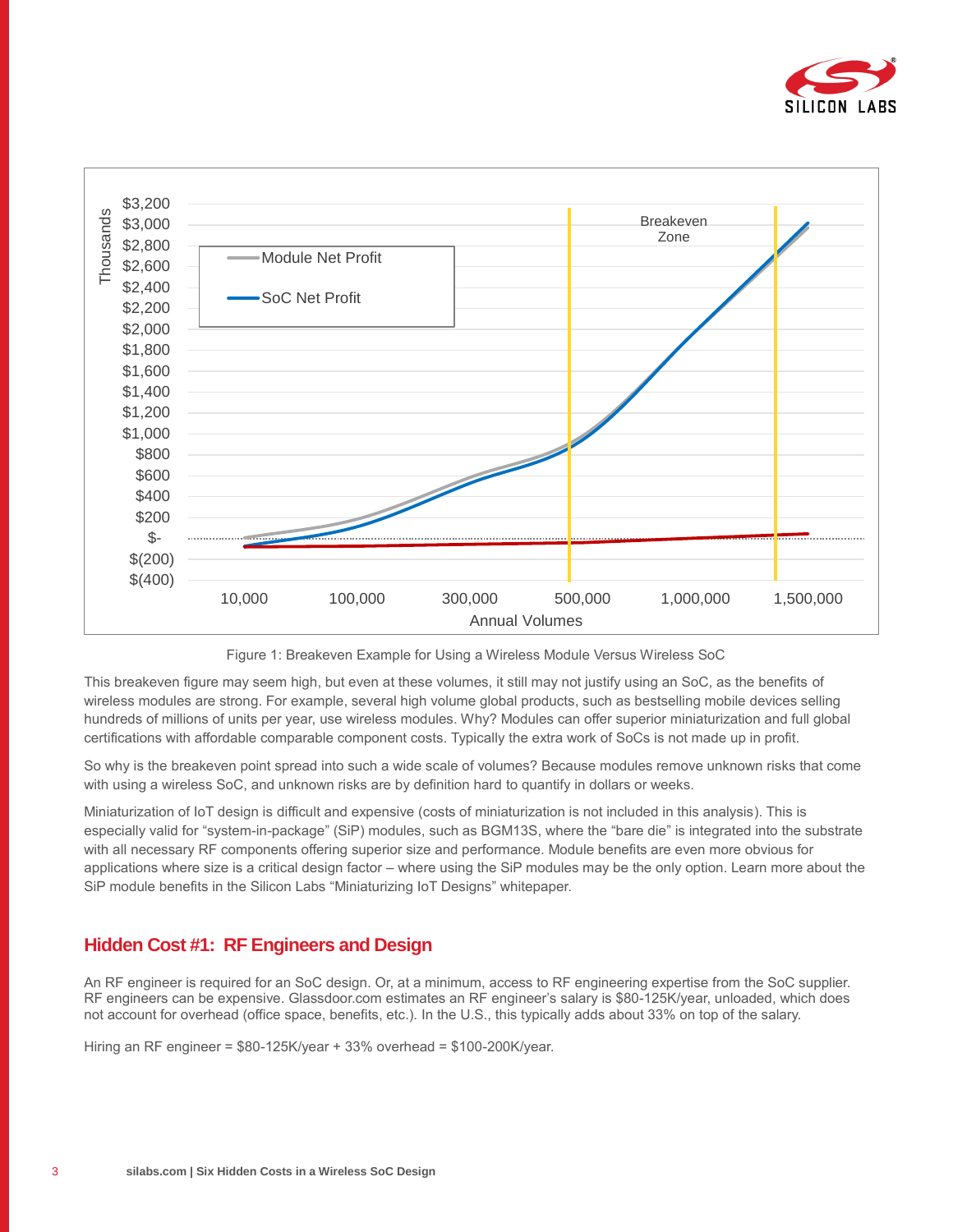Figure 1: Breakeven Example for Using a Wireless Module Versus Wireless SoC

This breakeven figure may seem high, but even at these volumes, it still may not justify using an SoC, as the benefits of wireless modules are strong. For example, several high volume global products, such as bestselling mobile devices selling hundreds of millions of units per year, use wireless modules. Why? Modules can offer superior miniaturization and full global certifications with affordable comparable component costs. Typically the extra work of SoCs is not made up in profit.

So why is the breakeven point spread into such a wide scale of volumes? Because modules remove unknown risks that come with using a wireless SoC, and unknown risks are by definition hard to quantify in dollars or weeks.

Miniaturization of IoT design is difficult and expensive (costs of miniaturization is not included in this analysis). This is especially valid for "system-in-package" (SiP) modules, such as BGM13S, where the "bare die" is integrated into the substrate with all necessary RF components offering superior size and performance. Module benefits are even more obvious for applications where size is a critical design factor – where using the SiP modules may be the only option. Learn more about the SiP module benefits in the Silicon Labs "Miniaturizing IoT Designs" whitepaper.

## Hidden Cost #1: RF Engineers and Design

An RF engineer is required for an SoC design. Or, at a minimum, access to RF engineering expertise from the SoC supplier. RF engineers can be expensive. Glassdoor.com estimates an RF engineer's salary is $80-125K/year, unloaded, which does not account for overhead (office space, benefits, etc.). In the U.S., this typically adds about 33% on top of the salary.

Hiring an RF engineer = $80-125K/year + 33% overhead = $100-200K/year.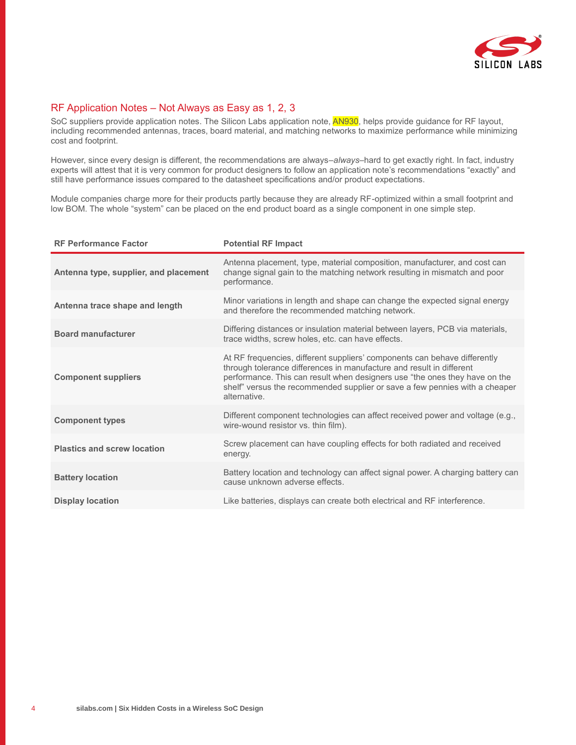## RF Application Notes – Not Always as Easy as 1, 2, 3

SoC suppliers provide application notes. The Silicon Labs application note, AN930, helps provide guidance for RF layout, including recommended antennas, traces, board material, and matching networks to maximize performance while minimizing cost and footprint.

However, since every design is different, the recommendations are always–*always*–hard to get exactly right. In fact, industry experts will attest that it is very common for product designers to follow an application note's recommendations "exactly" and still have performance issues compared to the datasheet specifications and/or product expectations.

Module companies charge more for their products partly because they are already RF-optimized within a small footprint and low BOM. The whole "system" can be placed on the end product board as a single component in one simple step.

| RF Performance Factor | Potential RF Impact |
|---|---|
| **Antenna type, supplier, and placement** | Antenna placement, type, material composition, manufacturer, and cost can change signal gain to the matching network resulting in mismatch and poor performance. |
| **Antenna trace shape and length** | Minor variations in length and shape can change the expected signal energy and therefore the recommended matching network. |
| **Board manufacturer** | Differing distances or insulation material between layers, PCB via materials, trace widths, screw holes, etc. can have effects. |
| **Component suppliers** | At RF frequencies, different suppliers' components can behave differently through tolerance differences in manufacture and result in different performance. This can result when designers use "the ones they have on the shelf" versus the recommended supplier or save a few pennies with a cheaper alternative. |
| **Component types** | Different component technologies can affect received power and voltage (e.g., wire-wound resistor vs. thin film). |
| **Plastics and screw location** | Screw placement can have coupling effects for both radiated and received energy. |
| **Battery location** | Battery location and technology can affect signal power. A charging battery can cause unknown adverse effects. |
| **Display location** | Like batteries, displays can create both electrical and RF interference. |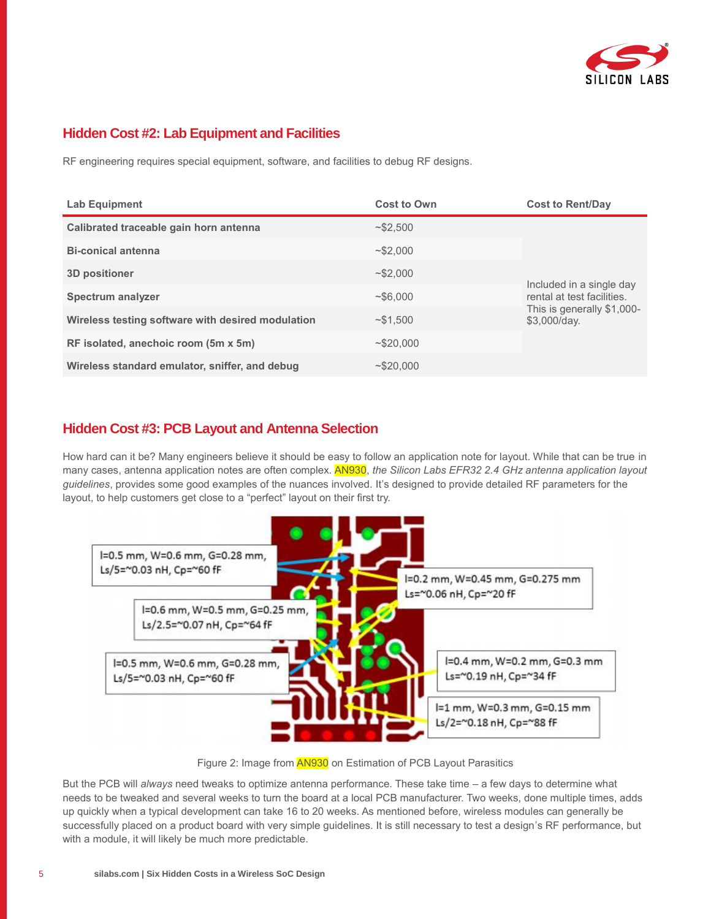## Hidden Cost #2: Lab Equipment and Facilities

RF engineering requires special equipment, software, and facilities to debug RF designs.

| Lab Equipment | Cost to Own | Cost to Rent/Day |
|---|---|---|
| **Calibrated traceable gain horn antenna** | ~$2,500 | Included in a single day rental at test facilities. This is generally $1,000-$3,000/day. |
| **Bi-conical antenna** | ~$2,000 | |
| **3D positioner** | ~$2,000 | |
| **Spectrum analyzer** | ~$6,000 | |
| **Wireless testing software with desired modulation** | ~$1,500 | |
| **RF isolated, anechoic room (5m x 5m)** | ~$20,000 | |
| **Wireless standard emulator, sniffer, and debug** | ~$20,000 | |

## Hidden Cost #3: PCB Layout and Antenna Selection

How hard can it be? Many engineers believe it should be easy to follow an application note for layout. While that can be true in many cases, antenna application notes are often complex. AN930, *the Silicon Labs EFR32 2.4 GHz antenna application layout guidelines*, provides some good examples of the nuances involved. It's designed to provide detailed RF parameters for the layout, to help customers get close to a "perfect" layout on their first try.

Figure 2: Image from AN930 on Estimation of PCB Layout Parasitics

But the PCB will *always* need tweaks to optimize antenna performance. These take time – a few days to determine what needs to be tweaked and several weeks to turn the board at a local PCB manufacturer. Two weeks, done multiple times, adds up quickly when a typical development can take 16 to 20 weeks. As mentioned before, wireless modules can generally be successfully placed on a product board with very simple guidelines. It is still necessary to test a design's RF performance, but with a module, it will likely be much more predictable.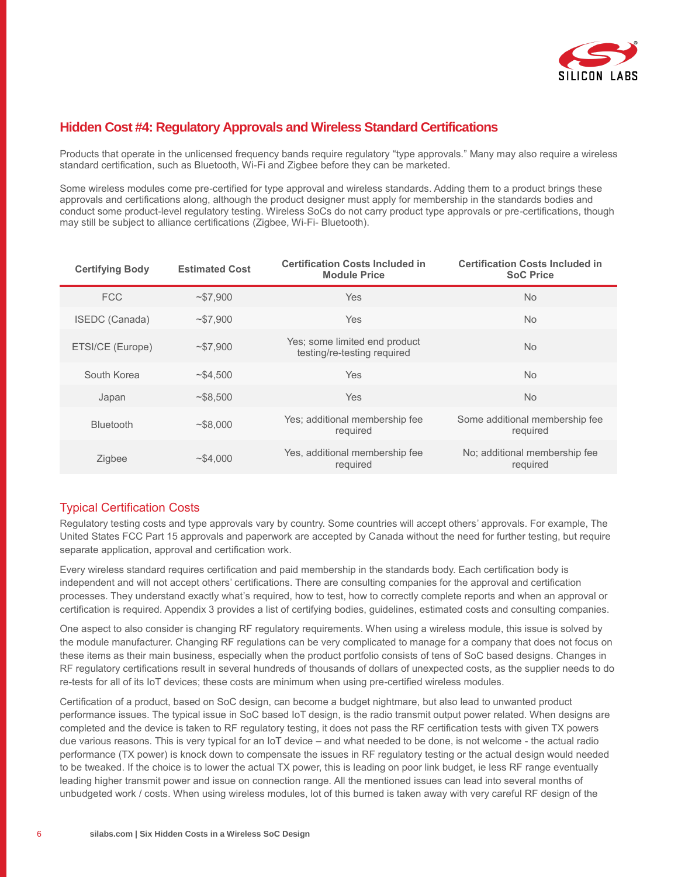## Hidden Cost #4: Regulatory Approvals and Wireless Standard Certifications

Products that operate in the unlicensed frequency bands require regulatory "type approvals." Many may also require a wireless standard certification, such as Bluetooth, Wi-Fi and Zigbee before they can be marketed.

Some wireless modules come pre-certified for type approval and wireless standards. Adding them to a product brings these approvals and certifications along, although the product designer must apply for membership in the standards bodies and conduct some product-level regulatory testing. Wireless SoCs do not carry product type approvals or pre-certifications, though may still be subject to alliance certifications (Zigbee, Wi-Fi- Bluetooth).

| Certifying Body | Estimated Cost | Certification Costs Included in Module Price | Certification Costs Included in SoC Price |
|---|---|---|---|
| FCC | ~$7,900 | Yes | No |
| ISEDC (Canada) | ~$7,900 | Yes | No |
| ETSI/CE (Europe) | ~$7,900 | Yes; some limited end product testing/re-testing required | No |
| South Korea | ~$4,500 | Yes | No |
| Japan | ~$8,500 | Yes | No |
| Bluetooth | ~$8,000 | Yes; additional membership fee required | Some additional membership fee required |
| Zigbee | ~$4,000 | Yes, additional membership fee required | No; additional membership fee required |

### Typical Certification Costs

Regulatory testing costs and type approvals vary by country. Some countries will accept others' approvals. For example, The United States FCC Part 15 approvals and paperwork are accepted by Canada without the need for further testing, but require separate application, approval and certification work.

Every wireless standard requires certification and paid membership in the standards body. Each certification body is independent and will not accept others' certifications. There are consulting companies for the approval and certification processes. They understand exactly what's required, how to test, how to correctly complete reports and when an approval or certification is required. Appendix 3 provides a list of certifying bodies, guidelines, estimated costs and consulting companies.

One aspect to also consider is changing RF regulatory requirements. When using a wireless module, this issue is solved by the module manufacturer. Changing RF regulations can be very complicated to manage for a company that does not focus on these items as their main business, especially when the product portfolio consists of tens of SoC based designs. Changes in RF regulatory certifications result in several hundreds of thousands of dollars of unexpected costs, as the supplier needs to do re-tests for all of its IoT devices; these costs are minimum when using pre-certified wireless modules.

Certification of a product, based on SoC design, can become a budget nightmare, but also lead to unwanted product performance issues. The typical issue in SoC based IoT design, is the radio transmit output power related. When designs are completed and the device is taken to RF regulatory testing, it does not pass the RF certification tests with given TX powers due various reasons. This is very typical for an IoT device – and what needed to be done, is not welcome - the actual radio performance (TX power) is knock down to compensate the issues in RF regulatory testing or the actual design would needed to be tweaked. If the choice is to lower the actual TX power, this is leading on poor link budget, ie less RF range eventually leading higher transmit power and issue on connection range. All the mentioned issues can lead into several months of unbudgeted work / costs. When using wireless modules, lot of this burned is taken away with very careful RF design of the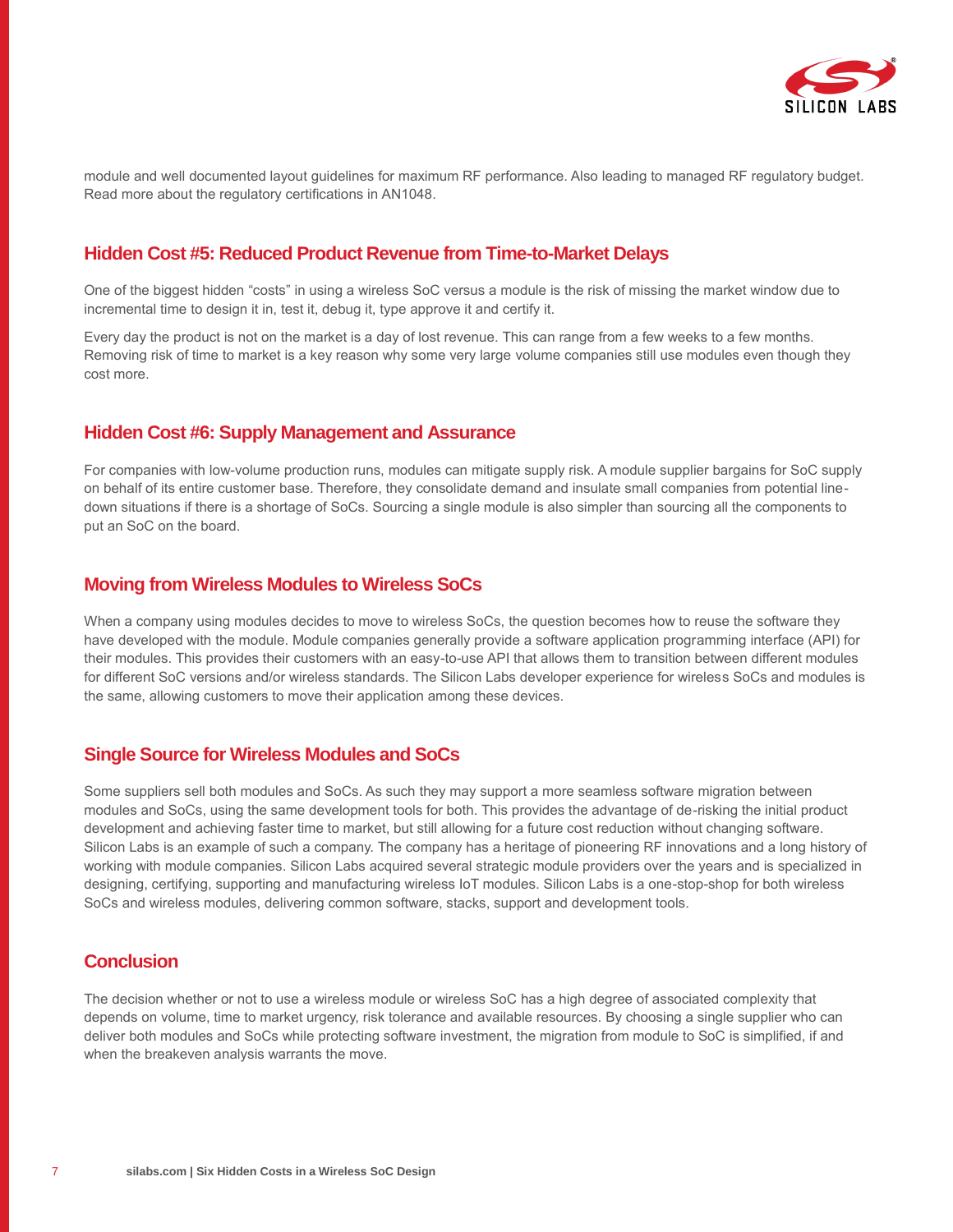module and well documented layout guidelines for maximum RF performance. Also leading to managed RF regulatory budget. Read more about the regulatory certifications in AN1048.

## Hidden Cost #5: Reduced Product Revenue from Time-to-Market Delays

One of the biggest hidden "costs" in using a wireless SoC versus a module is the risk of missing the market window due to incremental time to design it in, test it, debug it, type approve it and certify it.

Every day the product is not on the market is a day of lost revenue. This can range from a few weeks to a few months. Removing risk of time to market is a key reason why some very large volume companies still use modules even though they cost more.

## Hidden Cost #6: Supply Management and Assurance

For companies with low-volume production runs, modules can mitigate supply risk. A module supplier bargains for SoC supply on behalf of its entire customer base. Therefore, they consolidate demand and insulate small companies from potential line-down situations if there is a shortage of SoCs. Sourcing a single module is also simpler than sourcing all the components to put an SoC on the board.

## Moving from Wireless Modules to Wireless SoCs

When a company using modules decides to move to wireless SoCs, the question becomes how to reuse the software they have developed with the module. Module companies generally provide a software application programming interface (API) for their modules. This provides their customers with an easy-to-use API that allows them to transition between different modules for different SoC versions and/or wireless standards. The Silicon Labs developer experience for wireless SoCs and modules is the same, allowing customers to move their application among these devices.

## Single Source for Wireless Modules and SoCs

Some suppliers sell both modules and SoCs. As such they may support a more seamless software migration between modules and SoCs, using the same development tools for both. This provides the advantage of de-risking the initial product development and achieving faster time to market, but still allowing for a future cost reduction without changing software. Silicon Labs is an example of such a company. The company has a heritage of pioneering RF innovations and a long history of working with module companies. Silicon Labs acquired several strategic module providers over the years and is specialized in designing, certifying, supporting and manufacturing wireless IoT modules. Silicon Labs is a one-stop-shop for both wireless SoCs and wireless modules, delivering common software, stacks, support and development tools.

## Conclusion

The decision whether or not to use a wireless module or wireless SoC has a high degree of associated complexity that depends on volume, time to market urgency, risk tolerance and available resources. By choosing a single supplier who can deliver both modules and SoCs while protecting software investment, the migration from module to SoC is simplified, if and when the breakeven analysis warrants the move.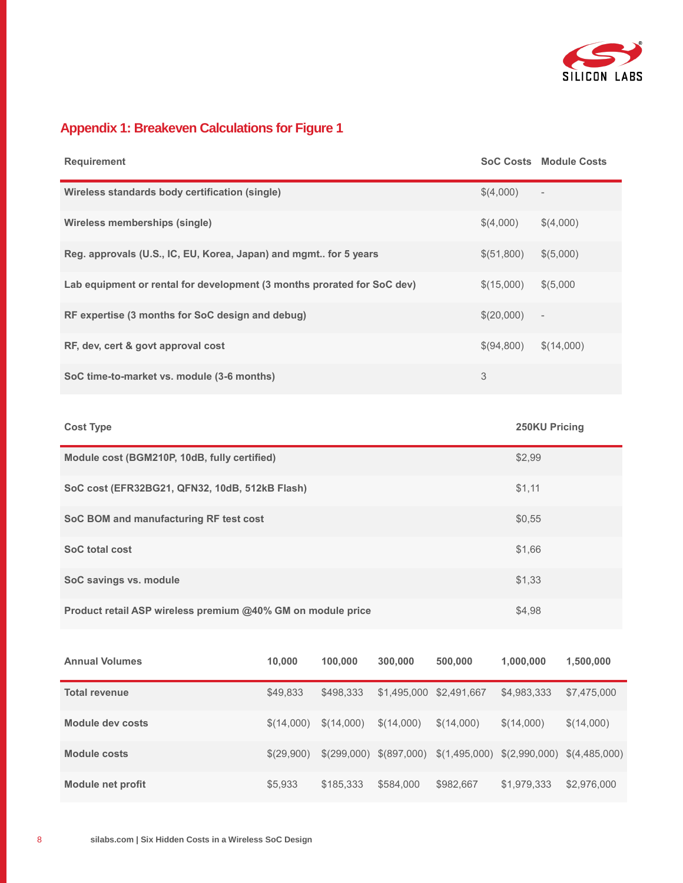## Appendix 1: Breakeven Calculations for Figure 1

| Requirement | SoC Costs | Module Costs |
|---|---|---|
| Wireless standards body certification (single) | $(4,000) | - |
| Wireless memberships (single) | $(4,000) | $(4,000) |
| Reg. approvals (U.S., IC, EU, Korea, Japan) and mgmt.. for 5 years | $(51,800) | $(5,000) |
| Lab equipment or rental for development (3 months prorated for SoC dev) | $(15,000) | $(5,000 |
| RF expertise (3 months for SoC design and debug) | $(20,000) | - |
| RF, dev, cert & govt approval cost | $(94,800) | $(14,000) |
| SoC time-to-market vs. module (3-6 months) | 3 | |

| Cost Type | 250KU Pricing |
|---|---|
| Module cost (BGM210P, 10dB, fully certified) | $2,99 |
| SoC cost (EFR32BG21, QFN32, 10dB, 512kB Flash) | $1,11 |
| SoC BOM and manufacturing RF test cost | $0,55 |
| SoC total cost | $1,66 |
| SoC savings vs. module | $1,33 |
| Product retail ASP wireless premium @40% GM on module price | $4,98 |

| Annual Volumes | 10,000 | 100,000 | 300,000 | 500,000 | 1,000,000 | 1,500,000 |
|---|---|---|---|---|---|---|
| Total revenue | $49,833 | $498,333 | $1,495,000 | $2,491,667 | $4,983,333 | $7,475,000 |
| Module dev costs | $(14,000) | $(14,000) | $(14,000) | $(14,000) | $(14,000) | $(14,000) |
| Module costs | $(29,900) | $(299,000) | $(897,000) | $(1,495,000) | $(2,990,000) | $(4,485,000) |
| Module net profit | $5,933 | $185,333 | $584,000 | $982,667 | $1,979,333 | $2,976,000 |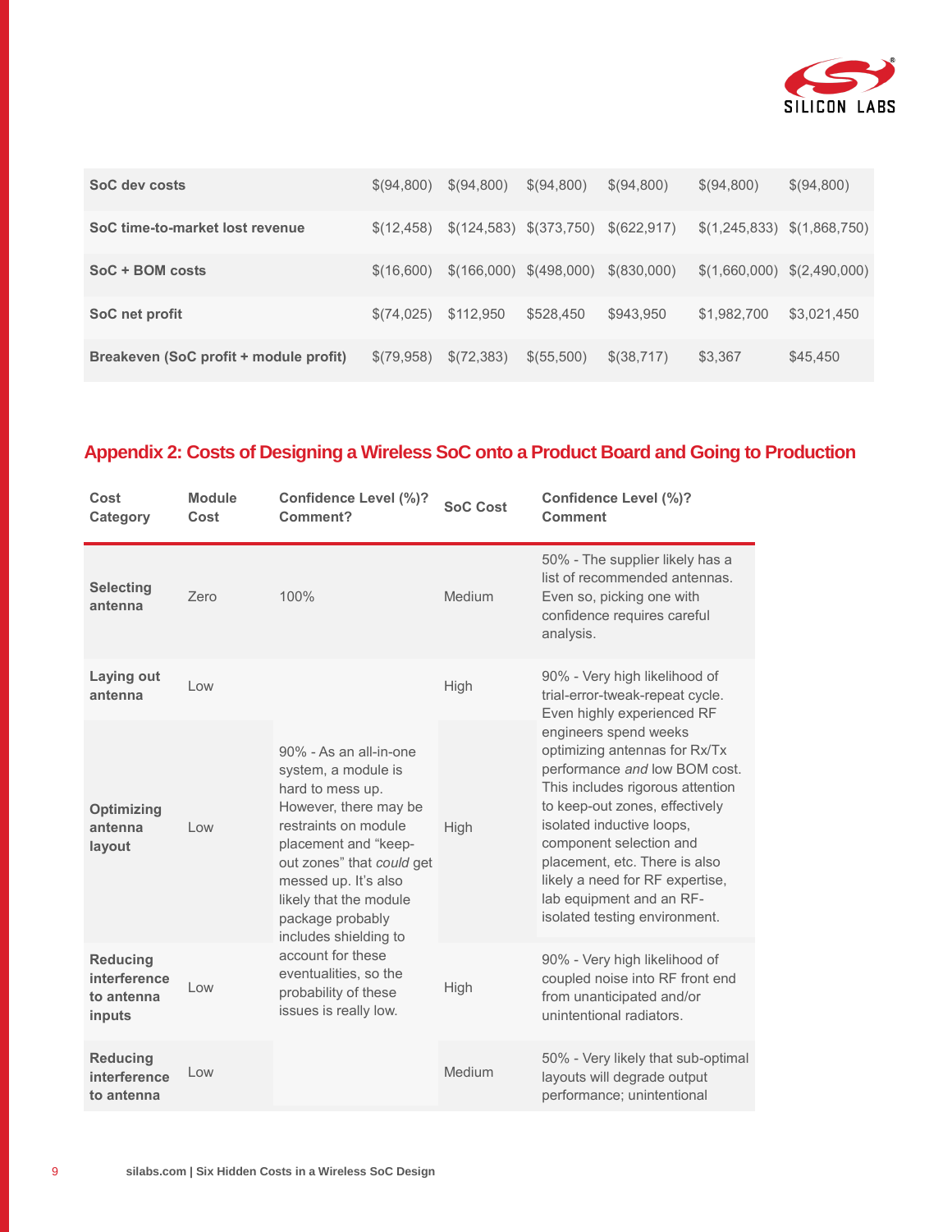| SoC dev costs | $(94,800) | $(94,800) | $(94,800) | $(94,800) | $(94,800) | $(94,800) |
|---|---|---|---|---|---|---|
| SoC time-to-market lost revenue | $(12,458) | $(124,583) | $(373,750) | $(622,917) | $(1,245,833) | $(1,868,750) |
| SoC + BOM costs | $(16,600) | $(166,000) | $(498,000) | $(830,000) | $(1,660,000) | $(2,490,000) |
| SoC net profit | $(74,025) | $112,950 | $528,450 | $943,950 | $1,982,700 | $3,021,450 |
| Breakeven (SoC profit + module profit) | $(79,958) | $(72,383) | $(55,500) | $(38,717) | $3,367 | $45,450 |

## Appendix 2: Costs of Designing a Wireless SoC onto a Product Board and Going to Production

| Cost Category | Module Cost | Confidence Level (%)? Comment? | SoC Cost | Confidence Level (%)? Comment |
|---|---|---|---|---|
| Selecting antenna | Zero | 100% | Medium | 50% - The supplier likely has a list of recommended antennas. Even so, picking one with confidence requires careful analysis. |
| Laying out antenna | Low | 90% - As an all-in-one system, a module is hard to mess up. However, there may be restraints on module placement and "keep-out zones" that *could* get messed up. It's also likely that the module package probably includes shielding to account for these eventualities, so the probability of these issues is really low. | High | 90% - Very high likelihood of trial-error-tweak-repeat cycle. Even highly experienced RF engineers spend weeks optimizing antennas for Rx/Tx performance *and* low BOM cost. This includes rigorous attention to keep-out zones, effectively isolated inductive loops, component selection and placement, etc. There is also likely a need for RF expertise, lab equipment and an RF-isolated testing environment. |
| Optimizing antenna layout | Low | | High | |
| Reducing interference to antenna inputs | Low | | High | 90% - Very high likelihood of coupled noise into RF front end from unanticipated and/or unintentional radiators. |
| Reducing interference to antenna | Low | | Medium | 50% - Very likely that sub-optimal layouts will degrade output performance; unintentional |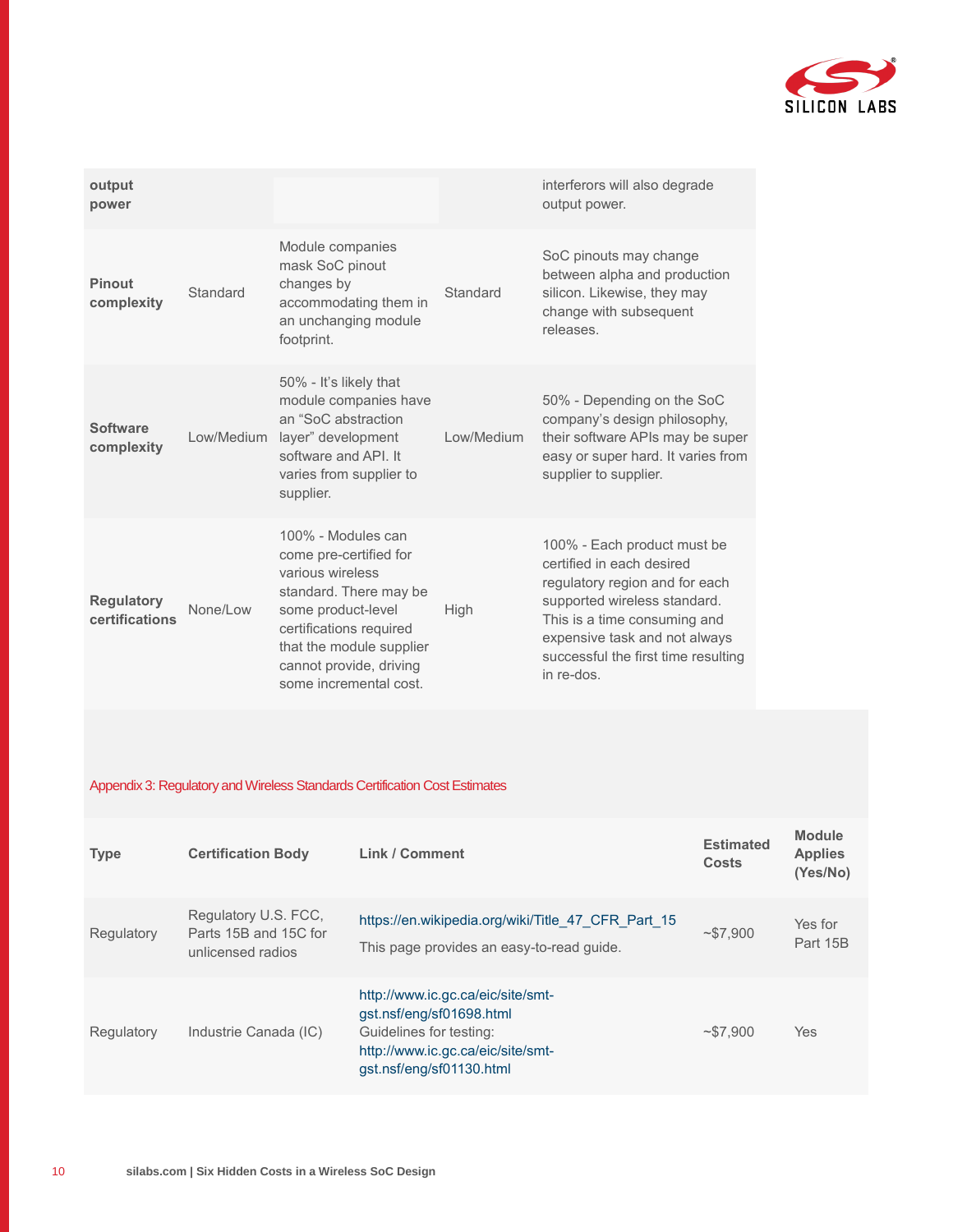| output power | | | | interferors will also degrade output power. |
|---|---|---|---|---|
| **Pinout complexity** | Standard | Module companies mask SoC pinout changes by accommodating them in an unchanging module footprint. | Standard | SoC pinouts may change between alpha and production silicon. Likewise, they may change with subsequent releases. |
| **Software complexity** | Low/Medium | 50% - It's likely that module companies have an "SoC abstraction layer" development software and API. It varies from supplier to supplier. | Low/Medium | 50% - Depending on the SoC company's design philosophy, their software APIs may be super easy or super hard. It varies from supplier to supplier. |
| **Regulatory certifications** | None/Low | 100% - Modules can come pre-certified for various wireless standard. There may be some product-level certifications required that the module supplier cannot provide, driving some incremental cost. | High | 100% - Each product must be certified in each desired regulatory region and for each supported wireless standard. This is a time consuming and expensive task and not always successful the first time resulting in re-dos. |

## Appendix 3: Regulatory and Wireless Standards Certification Cost Estimates

| Type | Certification Body | Link / Comment | Estimated Costs | Module Applies (Yes/No) |
|---|---|---|---|---|
| Regulatory | Regulatory U.S. FCC, Parts 15B and 15C for unlicensed radios | https://en.wikipedia.org/wiki/Title_47_CFR_Part_15 This page provides an easy-to-read guide. | ~$7,900 | Yes for Part 15B |
| Regulatory | Industrie Canada (IC) | http://www.ic.gc.ca/eic/site/smt-gst.nsf/eng/sf01698.html Guidelines for testing: http://www.ic.gc.ca/eic/site/smt-gst.nsf/eng/sf01130.html | ~$7,900 | Yes |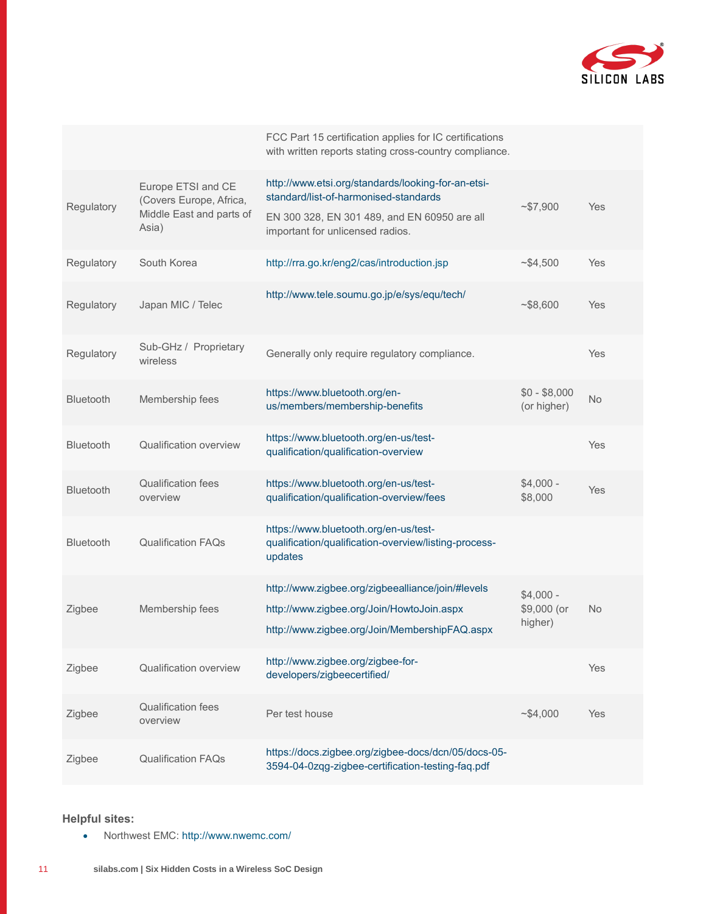| | | | | |
|---|---|---|---|---|
| | | FCC Part 15 certification applies for IC certifications with written reports stating cross-country compliance. | | |
| Regulatory | Europe ETSI and CE (Covers Europe, Africa, Middle East and parts of Asia) | http://www.etsi.org/standards/looking-for-an-etsi-standard/list-of-harmonised-standards<br>EN 300 328, EN 301 489, and EN 60950 are all important for unlicensed radios. | ~$7,900 | Yes |
| Regulatory | South Korea | http://rra.go.kr/eng2/cas/introduction.jsp | ~$4,500 | Yes |
| Regulatory | Japan MIC / Telec | http://www.tele.soumu.go.jp/e/sys/equ/tech/ | ~$8,600 | Yes |
| Regulatory | Sub-GHz / Proprietary wireless | Generally only require regulatory compliance. | | Yes |
| Bluetooth | Membership fees | https://www.bluetooth.org/en-us/members/membership-benefits | $0 - $8,000 (or higher) | No |
| Bluetooth | Qualification overview | https://www.bluetooth.org/en-us/test-qualification/qualification-overview | | Yes |
| Bluetooth | Qualification fees overview | https://www.bluetooth.org/en-us/test-qualification/qualification-overview/fees | $4,000 - $8,000 | Yes |
| Bluetooth | Qualification FAQs | https://www.bluetooth.org/en-us/test-qualification/qualification-overview/listing-process-updates | | |
| Zigbee | Membership fees | http://www.zigbee.org/zigbeealliance/join/#levels<br>http://www.zigbee.org/Join/HowtoJoin.aspx<br>http://www.zigbee.org/Join/MembershipFAQ.aspx | $4,000 - $9,000 (or higher) | No |
| Zigbee | Qualification overview | http://www.zigbee.org/zigbee-for-developers/zigbeecertified/ | | Yes |
| Zigbee | Qualification fees overview | Per test house | ~$4,000 | Yes |
| Zigbee | Qualification FAQs | https://docs.zigbee.org/zigbee-docs/dcn/05/docs-05-3594-04-0zqg-zigbee-certification-testing-faq.pdf | | |

**Helpful sites:**

- Northwest EMC: http://www.nwemc.com/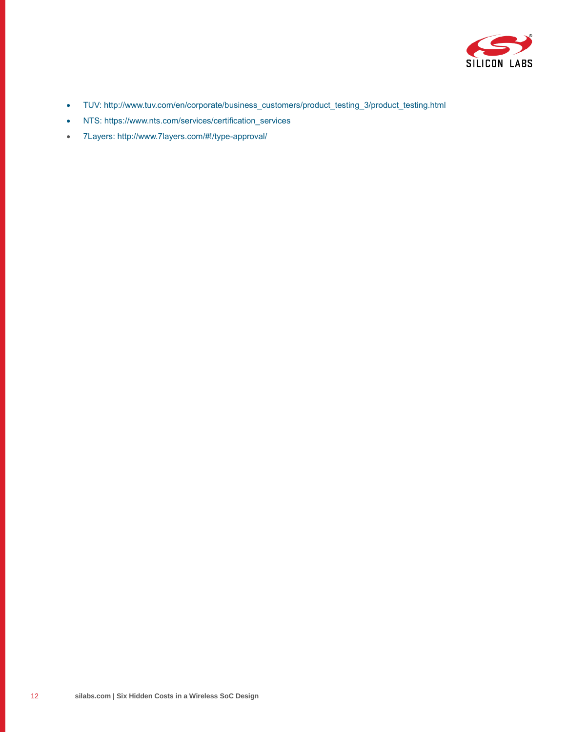- TUV: http://www.tuv.com/en/corporate/business_customers/product_testing_3/product_testing.html
- NTS: https://www.nts.com/services/certification_services
- 7Layers: http://www.7layers.com/#!/type-approval/